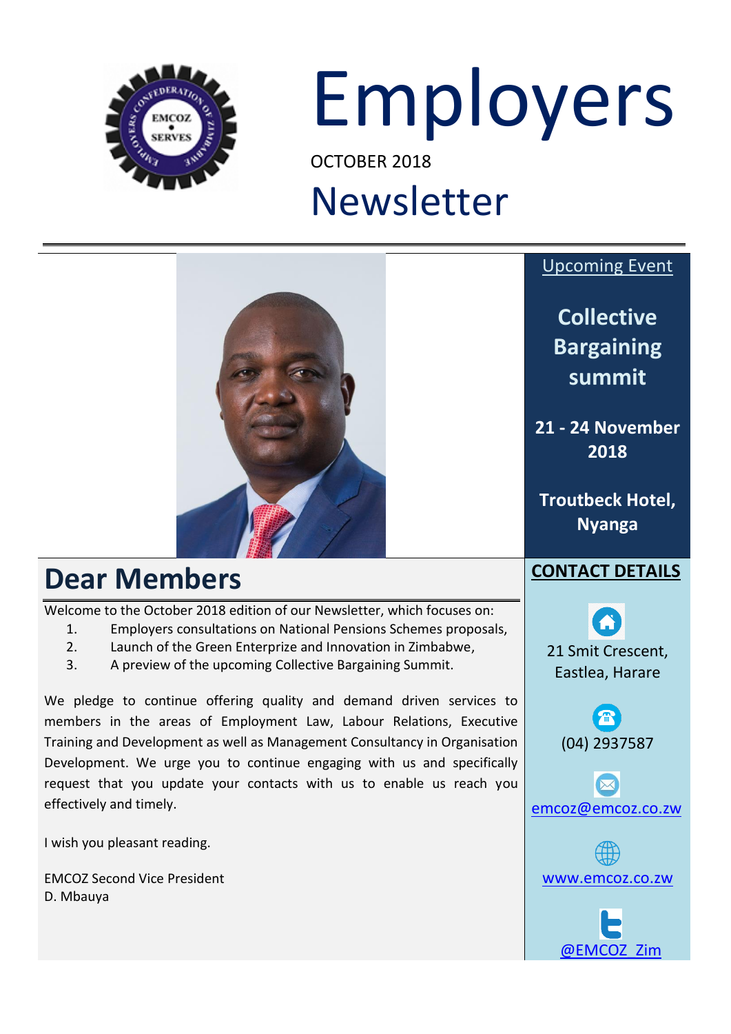# Employers

OCTOBER 2018

# Newsletter

## Dear Members

Welcome to the October 2018 edition of our Newsletter, which focuses on:

1. Employers consultations on National Pensions Schemes proposals,
2. Launch of the Green Enterprize and Innovation in Zimbabwe,
3. A preview of the upcoming Collective Bargaining Summit.

We pledge to continue offering quality and demand driven services to members in the areas of Employment Law, Labour Relations, Executive Training and Development as well as Management Consultancy in Organisation Development. We urge you to continue engaging with us and specifically request that you update your contacts with us to enable us reach you effectively and timely.

I wish you pleasant reading.

EMCOZ Second Vice President
D. Mbauya

Upcoming Event

**Collective Bargaining summit**

**21 - 24 November 2018**

**Troutbeck Hotel, Nyanga**

**CONTACT DETAILS**

21 Smit Crescent, Eastlea, Harare

(04) 2937587

emcoz@emcoz.co.zw

www.emcoz.co.zw

@EMCOZ_Zim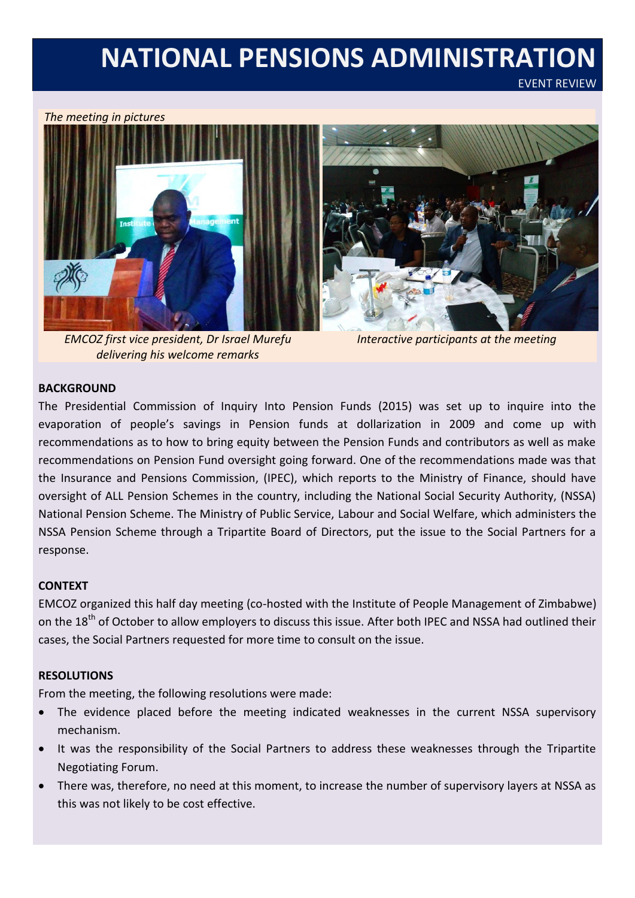# NATIONAL PENSIONS ADMINISTRATION

EVENT REVIEW

*The meeting in pictures*

*EMCOZ first vice president, Dr Israel Murefu delivering his welcome remarks*

*Interactive participants at the meeting*

## BACKGROUND

The Presidential Commission of Inquiry Into Pension Funds (2015) was set up to inquire into the evaporation of people's savings in Pension funds at dollarization in 2009 and come up with recommendations as to how to bring equity between the Pension Funds and contributors as well as make recommendations on Pension Fund oversight going forward. One of the recommendations made was that the Insurance and Pensions Commission, (IPEC), which reports to the Ministry of Finance, should have oversight of ALL Pension Schemes in the country, including the National Social Security Authority, (NSSA) National Pension Scheme. The Ministry of Public Service, Labour and Social Welfare, which administers the NSSA Pension Scheme through a Tripartite Board of Directors, put the issue to the Social Partners for a response.

## CONTEXT

EMCOZ organized this half day meeting (co-hosted with the Institute of People Management of Zimbabwe) on the 18th of October to allow employers to discuss this issue. After both IPEC and NSSA had outlined their cases, the Social Partners requested for more time to consult on the issue.

## RESOLUTIONS

From the meeting, the following resolutions were made:

- The evidence placed before the meeting indicated weaknesses in the current NSSA supervisory mechanism.
- It was the responsibility of the Social Partners to address these weaknesses through the Tripartite Negotiating Forum.
- There was, therefore, no need at this moment, to increase the number of supervisory layers at NSSA as this was not likely to be cost effective.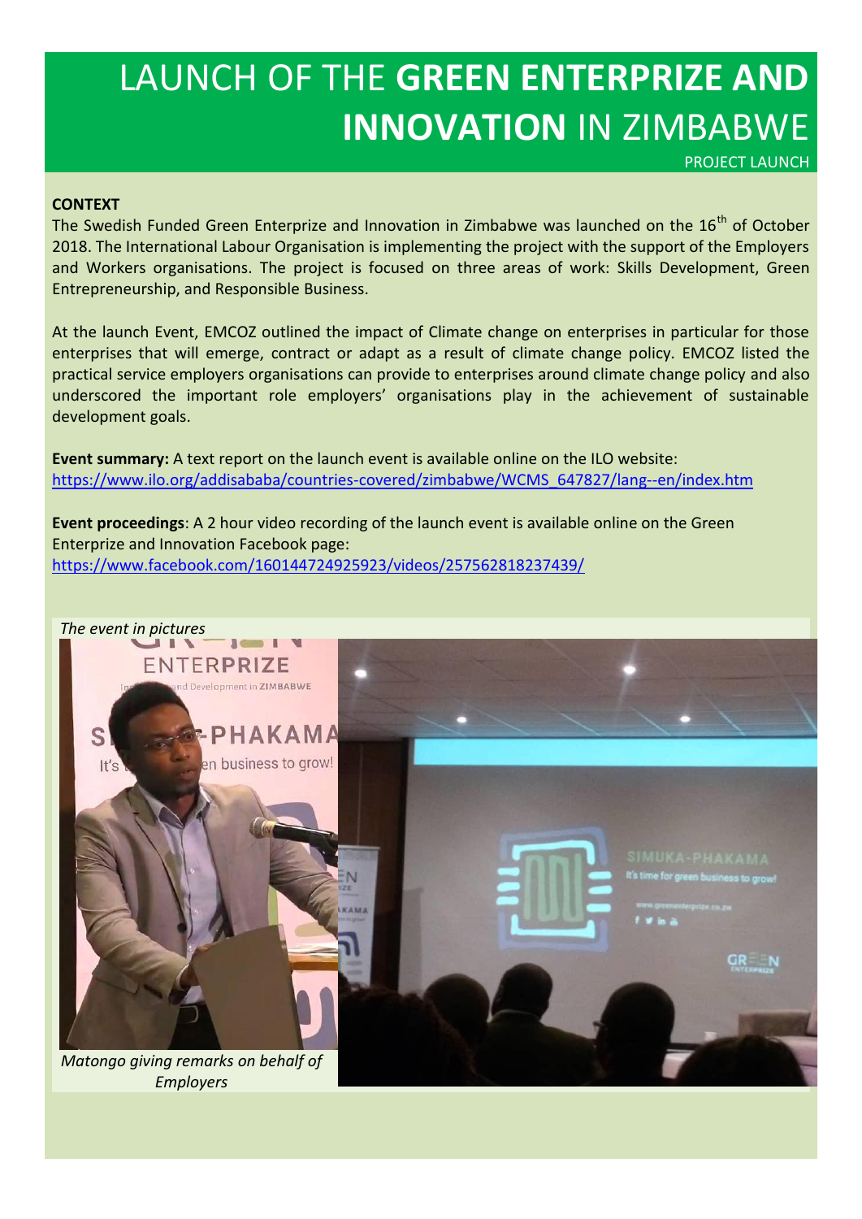# LAUNCH OF THE **GREEN ENTERPRIZE AND INNOVATION** IN ZIMBABWE

PROJECT LAUNCH

**CONTEXT**

The Swedish Funded Green Enterprize and Innovation in Zimbabwe was launched on the 16th of October 2018. The International Labour Organisation is implementing the project with the support of the Employers and Workers organisations. The project is focused on three areas of work: Skills Development, Green Entrepreneurship, and Responsible Business.

At the launch Event, EMCOZ outlined the impact of Climate change on enterprises in particular for those enterprises that will emerge, contract or adapt as a result of climate change policy. EMCOZ listed the practical service employers organisations can provide to enterprises around climate change policy and also underscored the important role employers' organisations play in the achievement of sustainable development goals.

**Event summary:** A text report on the launch event is available online on the ILO website: https://www.ilo.org/addisababa/countries-covered/zimbabwe/WCMS_647827/lang--en/index.htm

**Event proceedings**: A 2 hour video recording of the launch event is available online on the Green Enterprize and Innovation Facebook page: https://www.facebook.com/160144724925923/videos/257562818237439/

*The event in pictures*

*Matongo giving remarks on behalf of Employers*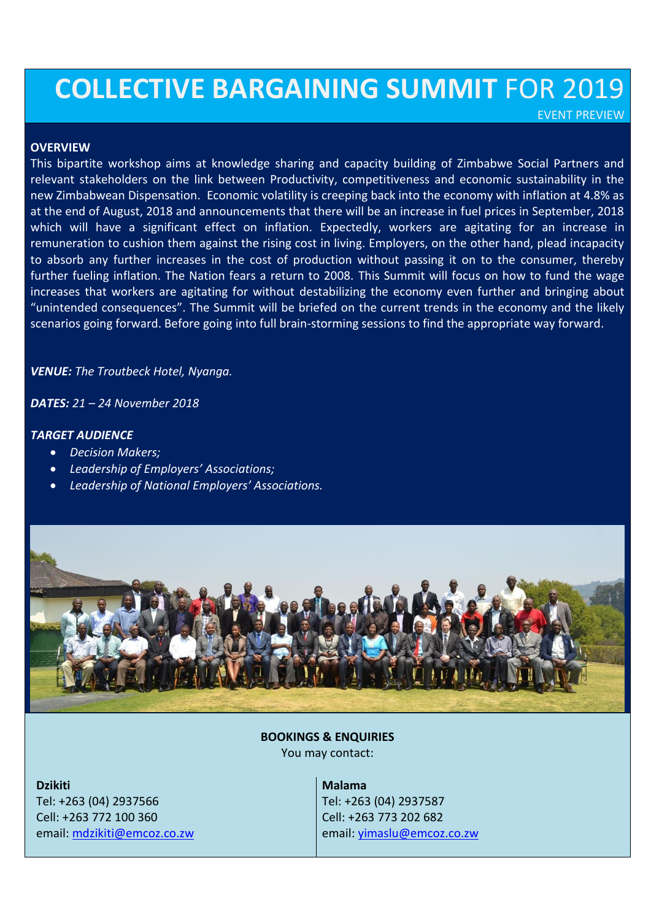# **COLLECTIVE BARGAINING SUMMIT** FOR 2019

EVENT PREVIEW

**OVERVIEW**

This bipartite workshop aims at knowledge sharing and capacity building of Zimbabwe Social Partners and relevant stakeholders on the link between Productivity, competitiveness and economic sustainability in the new Zimbabwean Dispensation. Economic volatility is creeping back into the economy with inflation at 4.8% as at the end of August, 2018 and announcements that there will be an increase in fuel prices in September, 2018 which will have a significant effect on inflation. Expectedly, workers are agitating for an increase in remuneration to cushion them against the rising cost in living. Employers, on the other hand, plead incapacity to absorb any further increases in the cost of production without passing it on to the consumer, thereby further fueling inflation. The Nation fears a return to 2008. This Summit will focus on how to fund the wage increases that workers are agitating for without destabilizing the economy even further and bringing about "unintended consequences". The Summit will be briefed on the current trends in the economy and the likely scenarios going forward. Before going into full brain-storming sessions to find the appropriate way forward.

***VENUE:*** *The Troutbeck Hotel, Nyanga.*

***DATES:*** *21 – 24 November 2018*

***TARGET AUDIENCE***

- *Decision Makers;*
- *Leadership of Employers' Associations;*
- *Leadership of National Employers' Associations.*

**BOOKINGS & ENQUIRIES**

You may contact:

**Dzikiti**
Tel: +263 (04) 2937566
Cell: +263 772 100 360
email: mdzikiti@emcoz.co.zw

**Malama**
Tel: +263 (04) 2937587
Cell: +263 773 202 682
email: yimaslu@emcoz.co.zw